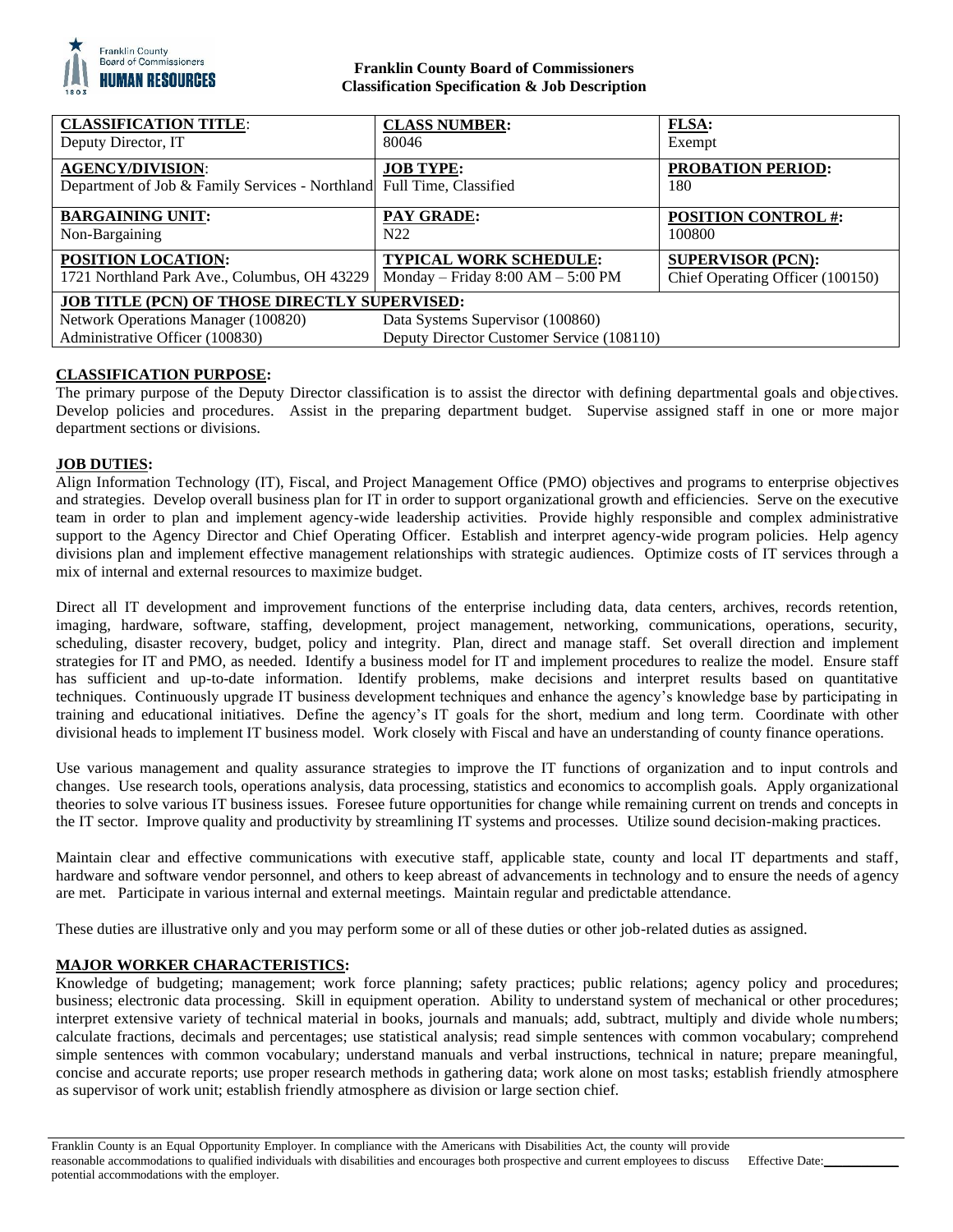Franklin County Board of Commissioners HUMAN RESOURCES

**Franklin County Board of Commissioners**
**Classification Specification & Job Description**

| | | |
|---|---|---|
| **CLASSIFICATION TITLE**:<br>Deputy Director, IT | **CLASS NUMBER:**<br>80046 | **FLSA:**<br>Exempt |
| **AGENCY/DIVISION**:<br>Department of Job & Family Services - Northland | **JOB TYPE:**<br>Full Time, Classified | **PROBATION PERIOD:**<br>180 |
| **BARGAINING UNIT:**<br>Non-Bargaining | **PAY GRADE:**<br>N22 | **POSITION CONTROL #:**<br>100800 |
| **POSITION LOCATION:**<br>1721 Northland Park Ave., Columbus, OH 43229 | **TYPICAL WORK SCHEDULE:**<br>Monday – Friday 8:00 AM – 5:00 PM | **SUPERVISOR (PCN):**<br>Chief Operating Officer (100150) |
| **JOB TITLE (PCN) OF THOSE DIRECTLY SUPERVISED:**<br>Network Operations Manager (100820)<br>Administrative Officer (100830) | Data Systems Supervisor (100860)<br>Deputy Director Customer Service (108110) | |

## CLASSIFICATION PURPOSE:

The primary purpose of the Deputy Director classification is to assist the director with defining departmental goals and objectives. Develop policies and procedures. Assist in the preparing department budget. Supervise assigned staff in one or more major department sections or divisions.

## JOB DUTIES:

Align Information Technology (IT), Fiscal, and Project Management Office (PMO) objectives and programs to enterprise objectives and strategies. Develop overall business plan for IT in order to support organizational growth and efficiencies. Serve on the executive team in order to plan and implement agency-wide leadership activities. Provide highly responsible and complex administrative support to the Agency Director and Chief Operating Officer. Establish and interpret agency-wide program policies. Help agency divisions plan and implement effective management relationships with strategic audiences. Optimize costs of IT services through a mix of internal and external resources to maximize budget.

Direct all IT development and improvement functions of the enterprise including data, data centers, archives, records retention, imaging, hardware, software, staffing, development, project management, networking, communications, operations, security, scheduling, disaster recovery, budget, policy and integrity. Plan, direct and manage staff. Set overall direction and implement strategies for IT and PMO, as needed. Identify a business model for IT and implement procedures to realize the model. Ensure staff has sufficient and up-to-date information. Identify problems, make decisions and interpret results based on quantitative techniques. Continuously upgrade IT business development techniques and enhance the agency's knowledge base by participating in training and educational initiatives. Define the agency's IT goals for the short, medium and long term. Coordinate with other divisional heads to implement IT business model. Work closely with Fiscal and have an understanding of county finance operations.

Use various management and quality assurance strategies to improve the IT functions of organization and to input controls and changes. Use research tools, operations analysis, data processing, statistics and economics to accomplish goals. Apply organizational theories to solve various IT business issues. Foresee future opportunities for change while remaining current on trends and concepts in the IT sector. Improve quality and productivity by streamlining IT systems and processes. Utilize sound decision-making practices.

Maintain clear and effective communications with executive staff, applicable state, county and local IT departments and staff, hardware and software vendor personnel, and others to keep abreast of advancements in technology and to ensure the needs of agency are met. Participate in various internal and external meetings. Maintain regular and predictable attendance.

These duties are illustrative only and you may perform some or all of these duties or other job-related duties as assigned.

## MAJOR WORKER CHARACTERISTICS:

Knowledge of budgeting; management; work force planning; safety practices; public relations; agency policy and procedures; business; electronic data processing. Skill in equipment operation. Ability to understand system of mechanical or other procedures; interpret extensive variety of technical material in books, journals and manuals; add, subtract, multiply and divide whole numbers; calculate fractions, decimals and percentages; use statistical analysis; read simple sentences with common vocabulary; comprehend simple sentences with common vocabulary; understand manuals and verbal instructions, technical in nature; prepare meaningful, concise and accurate reports; use proper research methods in gathering data; work alone on most tasks; establish friendly atmosphere as supervisor of work unit; establish friendly atmosphere as division or large section chief.

Franklin County is an Equal Opportunity Employer. In compliance with the Americans with Disabilities Act, the county will provide reasonable accommodations to qualified individuals with disabilities and encourages both prospective and current employees to discuss potential accommodations with the employer.

Effective Date:\_\_\_\_\_\_\_\_\_\_\_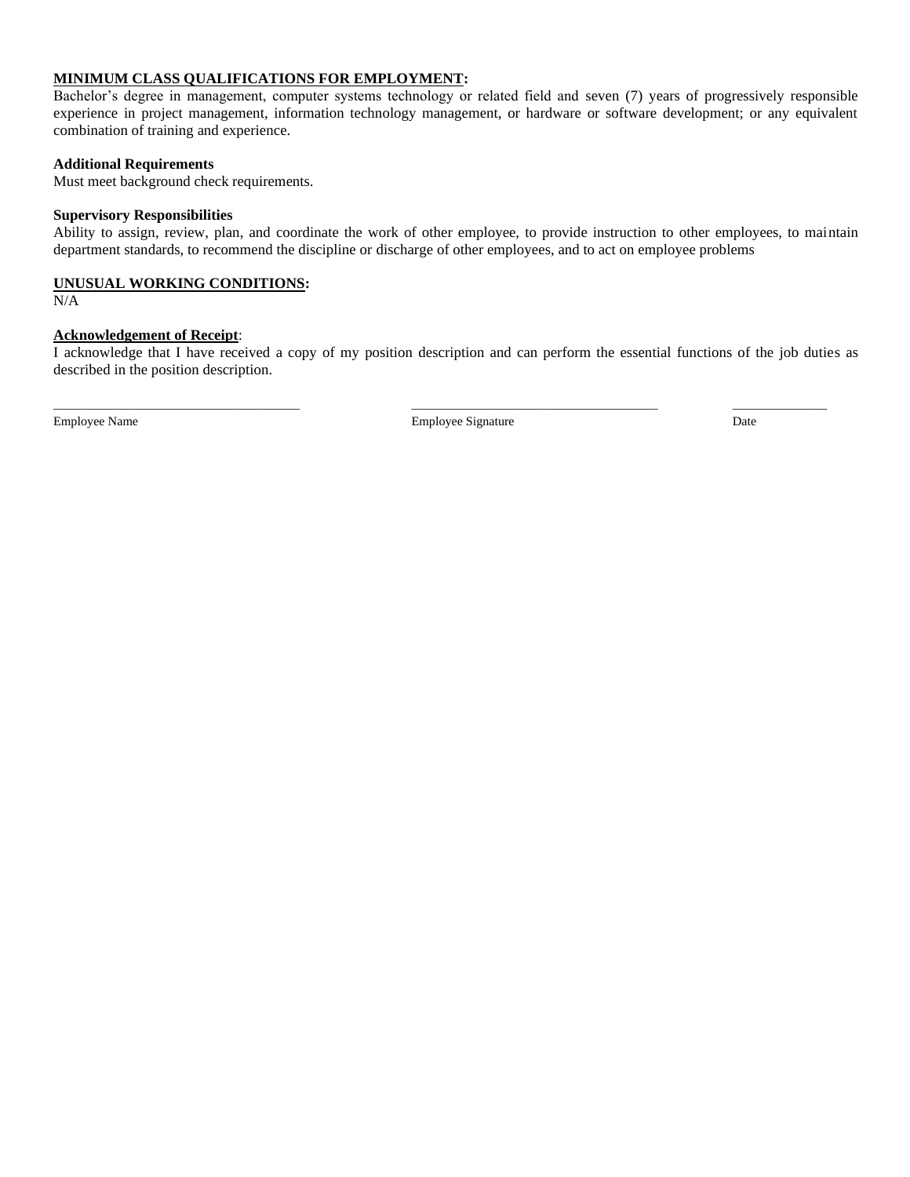**MINIMUM CLASS QUALIFICATIONS FOR EMPLOYMENT:**

Bachelor's degree in management, computer systems technology or related field and seven (7) years of progressively responsible experience in project management, information technology management, or hardware or software development; or any equivalent combination of training and experience.

**Additional Requirements**

Must meet background check requirements.

**Supervisory Responsibilities**

Ability to assign, review, plan, and coordinate the work of other employee, to provide instruction to other employees, to maintain department standards, to recommend the discipline or discharge of other employees, and to act on employee problems

**UNUSUAL WORKING CONDITIONS:**

N/A

**Acknowledgement of Receipt**:

I acknowledge that I have received a copy of my position description and can perform the essential functions of the job duties as described in the position description.

| | | |
|---|---|---|
| ___________________________________ | ___________________________________ | ______________ |
| Employee Name | Employee Signature | Date |